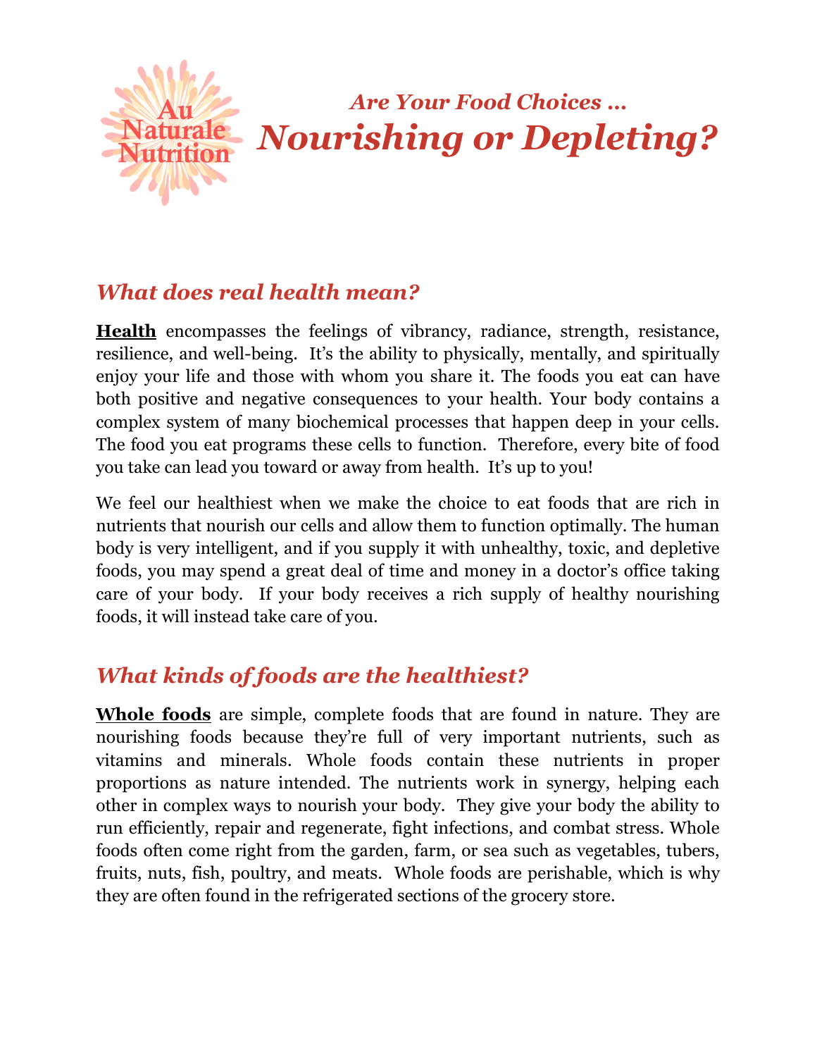Au Naturale Nutrition

## *Are Your Food Choices …*

# *Nourishing or Depleting?*

## *What does real health mean?*

**Health** encompasses the feelings of vibrancy, radiance, strength, resistance, resilience, and well-being. It's the ability to physically, mentally, and spiritually enjoy your life and those with whom you share it. The foods you eat can have both positive and negative consequences to your health. Your body contains a complex system of many biochemical processes that happen deep in your cells. The food you eat programs these cells to function. Therefore, every bite of food you take can lead you toward or away from health. It's up to you!

We feel our healthiest when we make the choice to eat foods that are rich in nutrients that nourish our cells and allow them to function optimally. The human body is very intelligent, and if you supply it with unhealthy, toxic, and depletive foods, you may spend a great deal of time and money in a doctor's office taking care of your body. If your body receives a rich supply of healthy nourishing foods, it will instead take care of you.

## *What kinds of foods are the healthiest?*

**Whole foods** are simple, complete foods that are found in nature. They are nourishing foods because they're full of very important nutrients, such as vitamins and minerals. Whole foods contain these nutrients in proper proportions as nature intended. The nutrients work in synergy, helping each other in complex ways to nourish your body. They give your body the ability to run efficiently, repair and regenerate, fight infections, and combat stress. Whole foods often come right from the garden, farm, or sea such as vegetables, tubers, fruits, nuts, fish, poultry, and meats. Whole foods are perishable, which is why they are often found in the refrigerated sections of the grocery store.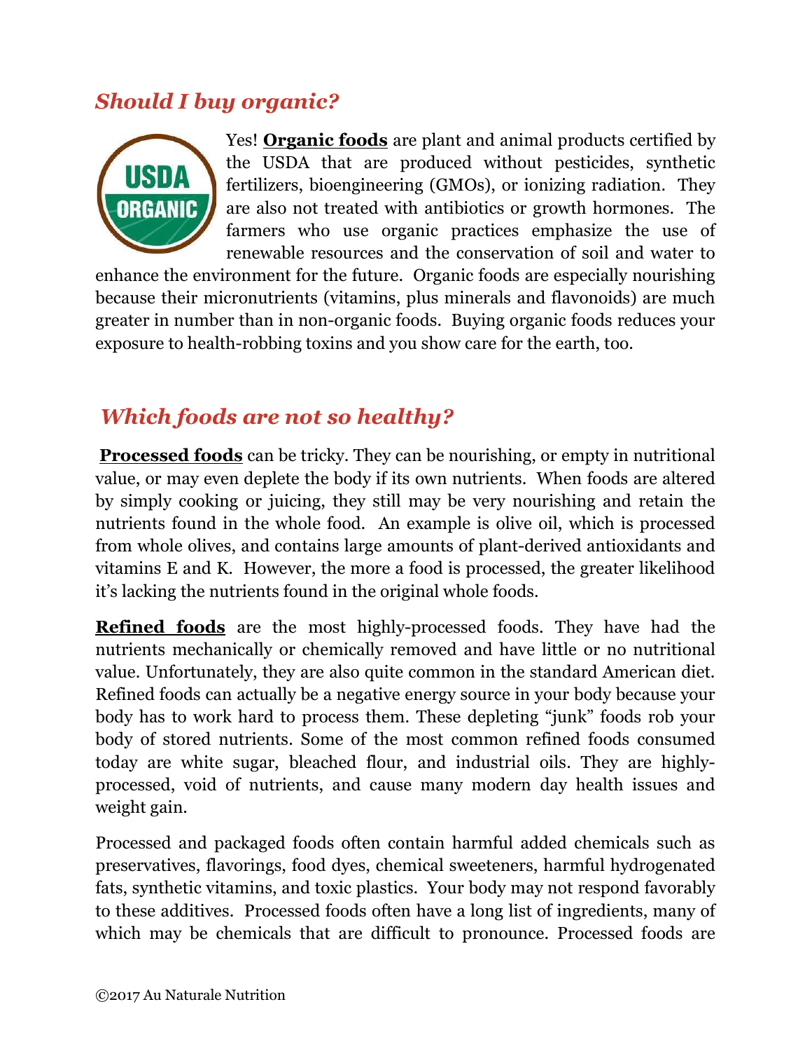## *Should I buy organic?*

Yes! **Organic foods** are plant and animal products certified by the USDA that are produced without pesticides, synthetic fertilizers, bioengineering (GMOs), or ionizing radiation. They are also not treated with antibiotics or growth hormones. The farmers who use organic practices emphasize the use of renewable resources and the conservation of soil and water to enhance the environment for the future. Organic foods are especially nourishing because their micronutrients (vitamins, plus minerals and flavonoids) are much greater in number than in non-organic foods. Buying organic foods reduces your exposure to health-robbing toxins and you show care for the earth, too.

## *Which foods are not so healthy?*

**Processed foods** can be tricky. They can be nourishing, or empty in nutritional value, or may even deplete the body if its own nutrients. When foods are altered by simply cooking or juicing, they still may be very nourishing and retain the nutrients found in the whole food. An example is olive oil, which is processed from whole olives, and contains large amounts of plant-derived antioxidants and vitamins E and K. However, the more a food is processed, the greater likelihood it's lacking the nutrients found in the original whole foods.

**Refined foods** are the most highly-processed foods. They have had the nutrients mechanically or chemically removed and have little or no nutritional value. Unfortunately, they are also quite common in the standard American diet. Refined foods can actually be a negative energy source in your body because your body has to work hard to process them. These depleting "junk" foods rob your body of stored nutrients. Some of the most common refined foods consumed today are white sugar, bleached flour, and industrial oils. They are highly-processed, void of nutrients, and cause many modern day health issues and weight gain.

Processed and packaged foods often contain harmful added chemicals such as preservatives, flavorings, food dyes, chemical sweeteners, harmful hydrogenated fats, synthetic vitamins, and toxic plastics. Your body may not respond favorably to these additives. Processed foods often have a long list of ingredients, many of which may be chemicals that are difficult to pronounce. Processed foods are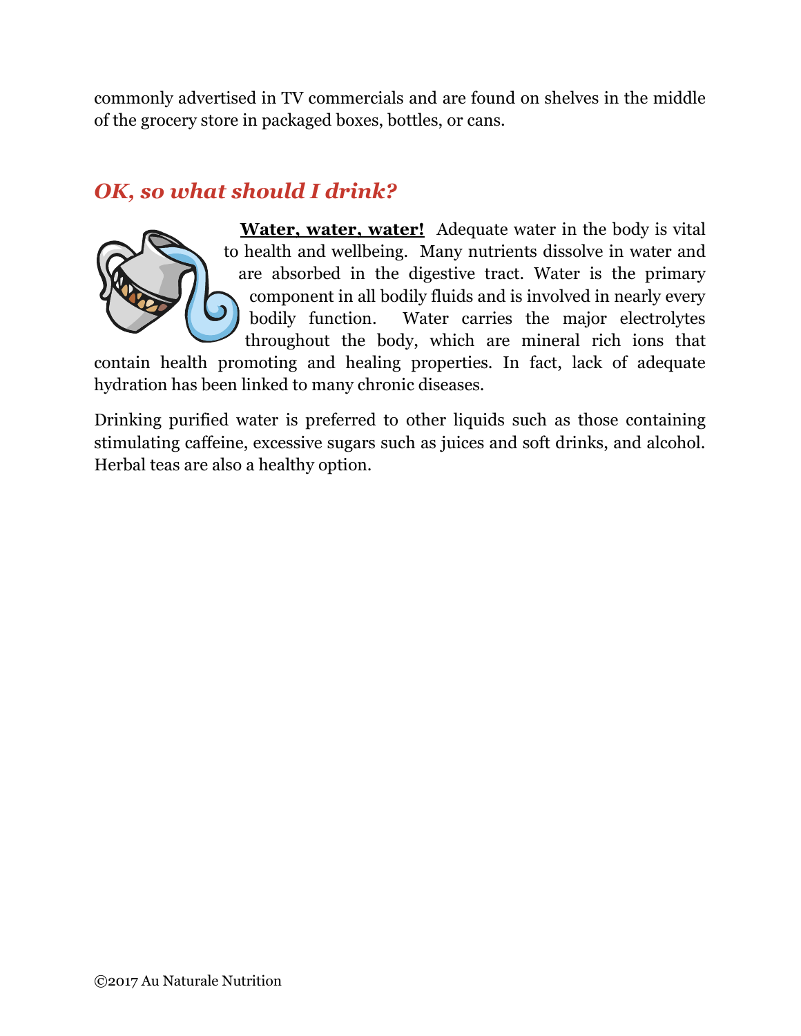commonly advertised in TV commercials and are found on shelves in the middle of the grocery store in packaged boxes, bottles, or cans.

## *OK, so what should I drink?*

**Water, water, water!** Adequate water in the body is vital to health and wellbeing. Many nutrients dissolve in water and are absorbed in the digestive tract. Water is the primary component in all bodily fluids and is involved in nearly every bodily function. Water carries the major electrolytes throughout the body, which are mineral rich ions that contain health promoting and healing properties. In fact, lack of adequate hydration has been linked to many chronic diseases.

Drinking purified water is preferred to other liquids such as those containing stimulating caffeine, excessive sugars such as juices and soft drinks, and alcohol. Herbal teas are also a healthy option.

©2017 Au Naturale Nutrition